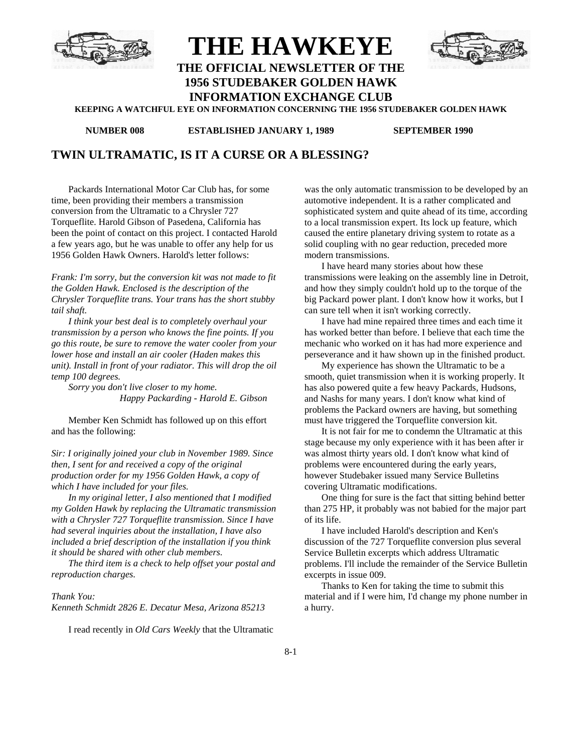# THE HAWKEYE

## THE OFFICIAL NEWSLETTER OF THE 1956 STUDEBAKER GOLDEN HAWK INFORMATION EXCHANGE CLUB

**KEEPING A WATCHFUL EYE ON INFORMATION CONCERNING THE 1956 STUDEBAKER GOLDEN HAWK**

**NUMBER 008 ESTABLISHED JANUARY 1, 1989 SEPTEMBER 1990**

## TWIN ULTRAMATIC, IS IT A CURSE OR A BLESSING?

Packards International Motor Car Club has, for some time, been providing their members a transmission conversion from the Ultramatic to a Chrysler 727 Torqueflite. Harold Gibson of Pasedena, California has been the point of contact on this project. I contacted Harold a few years ago, but he was unable to offer any help for us 1956 Golden Hawk Owners. Harold's letter follows:

*Frank: I'm sorry, but the conversion kit was not made to fit the Golden Hawk. Enclosed is the description of the Chrysler Torqueflite trans. Your trans has the short stubby tail shaft.*

*I think your best deal is to completely overhaul your transmission by a person who knows the fine points. If you go this route, be sure to remove the water cooler from your lower hose and install an air cooler (Haden makes this unit). Install in front of your radiator. This will drop the oil temp 100 degrees.*

*Sorry you don't live closer to my home.*

*Happy Packarding - Harold E. Gibson*

Member Ken Schmidt has followed up on this effort and has the following:

*Sir: I originally joined your club in November 1989. Since then, I sent for and received a copy of the original production order for my 1956 Golden Hawk, a copy of which I have included for your files.*

*In my original letter, I also mentioned that I modified my Golden Hawk by replacing the Ultramatic transmission with a Chrysler 727 Torqueflite transmission. Since I have had several inquiries about the installation, I have also included a brief description of the installation if you think it should be shared with other club members.*

*The third item is a check to help offset your postal and reproduction charges.*

*Thank You:*
*Kenneth Schmidt 2826 E. Decatur Mesa, Arizona 85213*

I read recently in *Old Cars Weekly* that the Ultramatic was the only automatic transmission to be developed by an automotive independent. It is a rather complicated and sophisticated system and quite ahead of its time, according to a local transmission expert. Its lock up feature, which caused the entire planetary driving system to rotate as a solid coupling with no gear reduction, preceded more modern transmissions.

I have heard many stories about how these transmissions were leaking on the assembly line in Detroit, and how they simply couldn't hold up to the torque of the big Packard power plant. I don't know how it works, but I can sure tell when it isn't working correctly.

I have had mine repaired three times and each time it has worked better than before. I believe that each time the mechanic who worked on it has had more experience and perseverance and it haw shown up in the finished product.

My experience has shown the Ultramatic to be a smooth, quiet transmission when it is working properly. It has also powered quite a few heavy Packards, Hudsons, and Nashs for many years. I don't know what kind of problems the Packard owners are having, but something must have triggered the Torqueflite conversion kit.

It is not fair for me to condemn the Ultramatic at this stage because my only experience with it has been after ir was almost thirty years old. I don't know what kind of problems were encountered during the early years, however Studebaker issued many Service Bulletins covering Ultramatic modifications.

One thing for sure is the fact that sitting behind better than 275 HP, it probably was not babied for the major part of its life.

I have included Harold's description and Ken's discussion of the 727 Torqueflite conversion plus several Service Bulletin excerpts which address Ultramatic problems. I'll include the remainder of the Service Bulletin excerpts in issue 009.

Thanks to Ken for taking the time to submit this material and if I were him, I'd change my phone number in a hurry.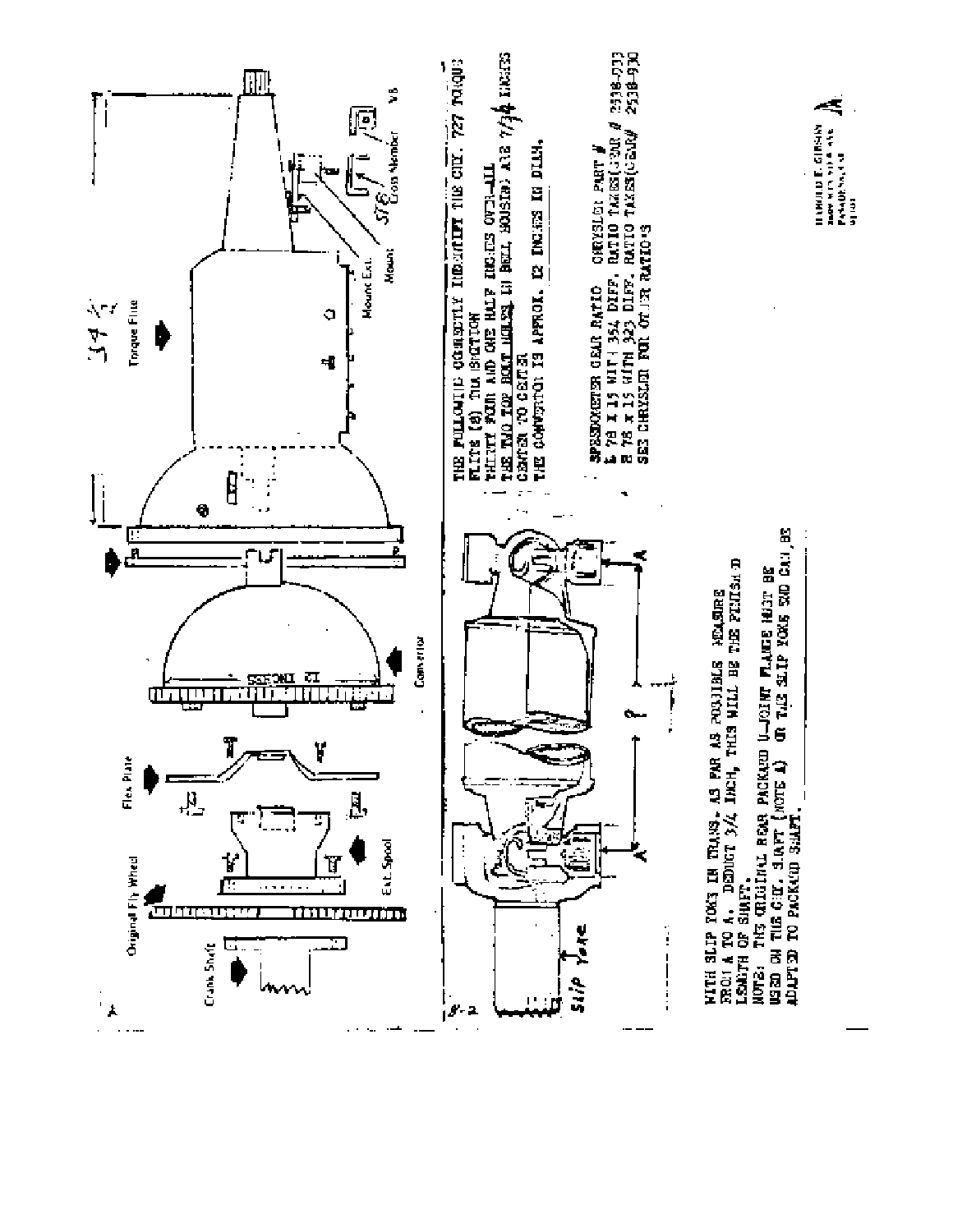THE FOLLOWING CORRECTLY IDENTIFY THE CHY. 727 TORQUE FLITE (8) TRANSMISSION

THIRTY FOUR AND ONE HALF INCHES OVER-ALL

THE TWO TOP BOLT HOLES IN BELL HOUSING ARE 7 3/4 INCHES CENTER TO CENTER

THE CONVERTOR IS APPROX. 12 INCHES IN DIAM.

SPEEDOMETER GEAR RATIO CHRYSLER PART #

L 78 X 15 WITH 354 DIFF. RATIO TAKES(GEAR # 2538-933

B 78 x 15 WITH 323 DIFF. RATIO TAKES(GEAR# 2538-930

SEE CHRYSLER FOR OTHER RATIO'S

WITH SLIP YOKE IN TRANS. AS FAR AS POSSIBLE MEASURE FROM A TO A. DEDUCT 3/4 INCH, THIS WILL BE THE FINISHED LENGTH OF SHAFT.

NOTE: THE ORIGINAL REAR PACKARD U-JOINT FLANGE MUST BE USED ON THE CHY. SHAFT (NOTE A) OR THE SLIP YOKE END CAN BE ADAPTED TO PACKARD SHAFT.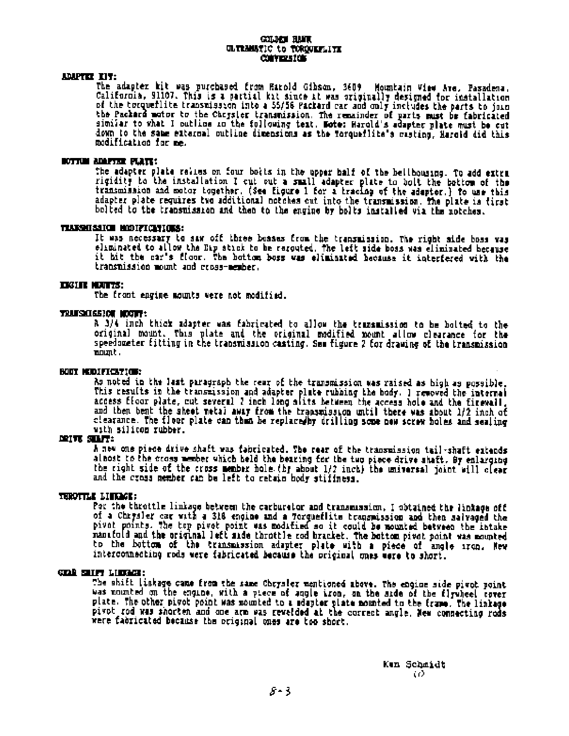# GOLDEN HAWK
# ULTRAMATIC to TORQUEFLITE
# CONVERSION

**ADAPTER KIT:**

The adapter kit was purchased from Harold Gibson, 3609 Mountain View Ave, Pasadena, California, 91107. This is a partial kit since it was originally designed for installation of the torqueflite transmission into a 55/56 Packard car and only includes the parts to join the Packard motor to the Chrysler transmission. The remainder of parts **must** be fabricated similar to what I outline in the following text. **Note:** Harold's adapter plate must be cut down to the same external outline dimensions as the Torqueflite's casting, Harold did this modification for me.

**BOTTOM ADAPTER PLATE:**

The adapter plate relies on four bolts in the upper half of the bellhousing. To add extra rigidity to the installation I cut out a small adapter plate to bolt the bottom of the transmission and motor together. (See Figure 1 for a tracing of the adapter.) To use this adapter plate requires two additional notches cut into the transmission. The plate is first bolted to the transmission and then to the engine by bolts installed via the notches.

**TRANSMISSION MODIFICATIONS:**

It was necessary to saw off three bosses from the transmission. The right side boss was eliminated to allow the Dip stick to be rerouted. The left side boss was eliminated because it hit the car's floor. The bottom boss was eliminated because it interfered with the transmission mount and cross-member.

**ENGINE MOUNTS:**

The front engine mounts were not modified.

**TRANSMISSION MOUNT:**

A 3/4 inch thick adapter was fabricated to allow the transmission to be bolted to the original mount. This plate and the original modified mount allow clearance for the speedometer fitting in the transmission casting. See figure 2 for drawing of the transmission mount.

**BODY MODIFICATION:**

As noted in the last paragraph the rear of the transmission was raised as high as possible. This results in the transmission and adapter plate rubbing the body. I removed the internal access floor plate, cut several 2 inch long slits between the access hole and the firewall, and then bent the sheet metal away from the transmission until there was about 1/2 inch of clearance. The floor plate can then be replaced by drilling some new screw holes and sealing with silicon rubber.

**DRIVE SHAFT:**

A new one piece drive shaft was fabricated. The rear of the transmission tail-shaft extends almost to the cross member which held the bearing for the two piece drive shaft. By enlarging the right side of the cross member hole (by about 1/2 inch) the universal joint will clear and the cross member can be left to retain body stiffness.

**THROTTLE LINKAGE:**

For the throttle linkage between the carburetor and transmission, I obtained the linkage off of a Chrysler car with a 318 engine and a Torqueflite transmission and then salvaged the pivot points. The top pivot point was modified so it could be mounted between the intake manifold and the original left side throttle rod bracket. The bottom pivot point was mounted to the bottom of the transmission adapter plate with a piece of angle iron. New interconnecting rods were fabricated because the original ones were to short.

**GEAR SHIFT LINKAGE:**

The shift linkage came from the same Chrysler mentioned above. The engine side pivot point was mounted on the engine, with a piece of angle iron, on the side of the flywheel cover plate. The other pivot point was mounted to a adapter plate mounted to the frame. The linkage pivot rod was shorten and one arm was rewelded at the correct angle. New connecting rods were fabricated because the original ones are too short.

Ken Schmidt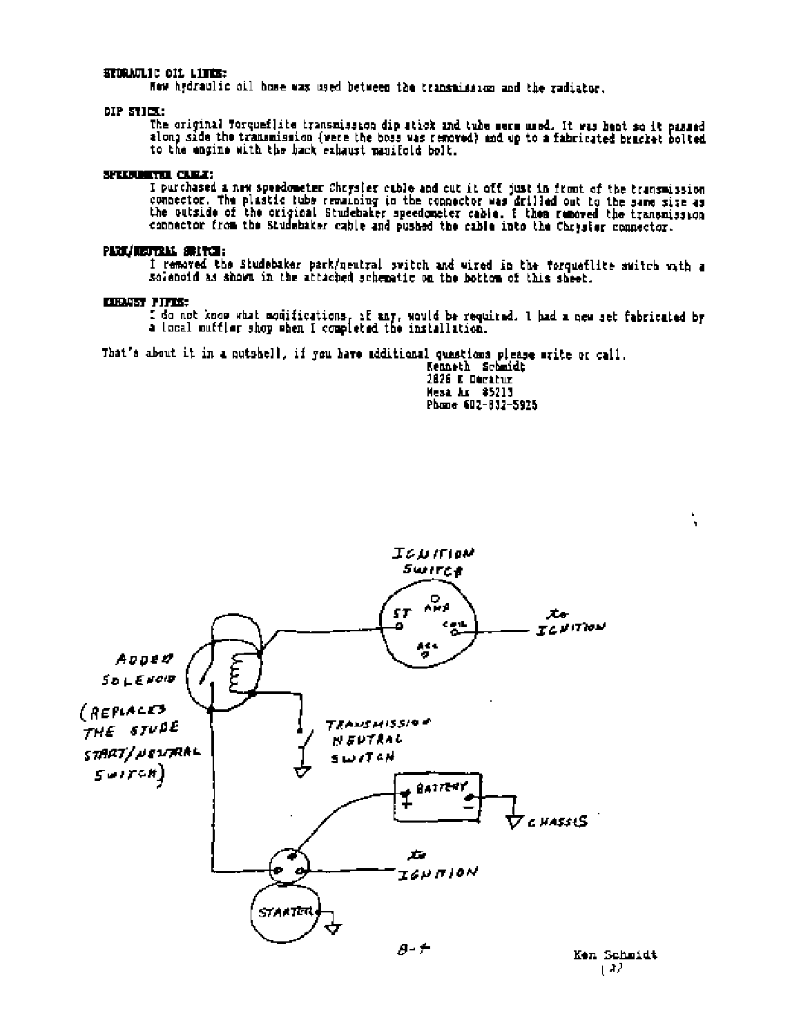**HYDRAULIC OIL LINES:**

New hydraulic oil hose was used between the transmission and the radiator.

**DIP STICK:**

The original Torqueflite transmission dip stick and tube were used. It was bent so it passed along side the transmission (were the boss was removed) and up to a fabricated bracket bolted to the engine with the back exhaust manifold bolt.

**SPEEDOMETER CABLE:**

I purchased a new speedometer Chrysler cable and cut it off just in front of the transmission connector. The plastic tube remaining in the connector was drilled out to the same size as the outside of the original Studebaker speedometer cable. I then removed the transmission connector from the Studebaker cable and pushed the cable into the Chrysler connector.

**PARK/NEUTRAL SWITCH:**

I removed the Studebaker park/neutral switch and wired in the Torqueflite switch with a solenoid as shown in the attached schematic on the bottom of this sheet.

**EXHAUST PIPES:**

I do not know what modifications, if any, would be required. I had a new set fabricated by a local muffler shop when I completed the installation.

That's about it in a nutshell, if you have additional questions please write or call.

Kenneth Schmidt
2826 E Decatur
Mesa Az 85213
Phone 602-832-5925

IGNITION SWITCH

ST AMP COIL ACC

To IGNITION

ADDED SOLENOID

(REPLACES THE STUDE START/NEUTRAL SWITCH)

TRANSMISSION NEUTRAL SWITCH

BATTERY + −

CHASSIS

To IGNITION

STARTER

B-4

Ken Schmidt
(3)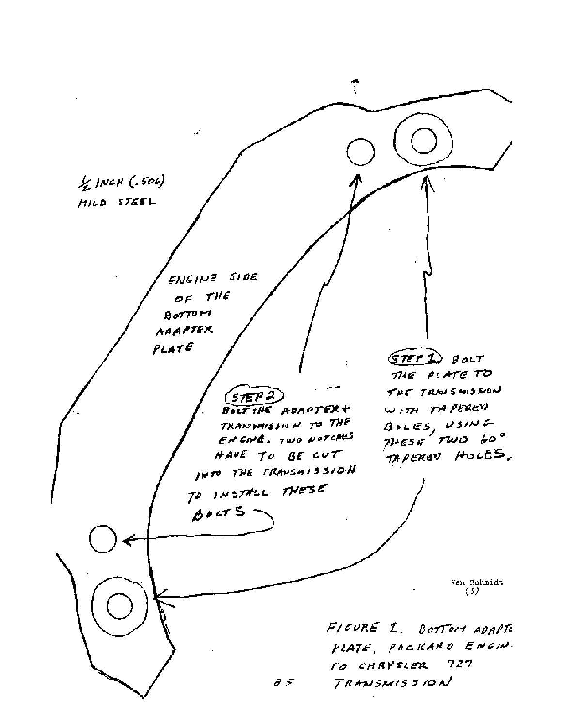½ INCH (.506) MILD STEEL

ENGINE SIDE OF THE BOTTOM ADAPTER PLATE

STEP 2 BOLT THE ADAPTER + TRANSMISSION TO THE ENGINE. TWO NOTCHES HAVE TO BE CUT INTO THE TRANSMISSION TO INSTALL THESE BOLTS

STEP 1 BOLT THE PLATE TO THE TRANSMISSION WITH TAPERED BOLES, USING THESE TWO 60° TAPERED HOLES.

Ken Schmidt (3)

FIGURE 1. BOTTOM ADAPTER PLATE, PACKARD ENGINE TO CHRYSLER 727 TRANSMISSION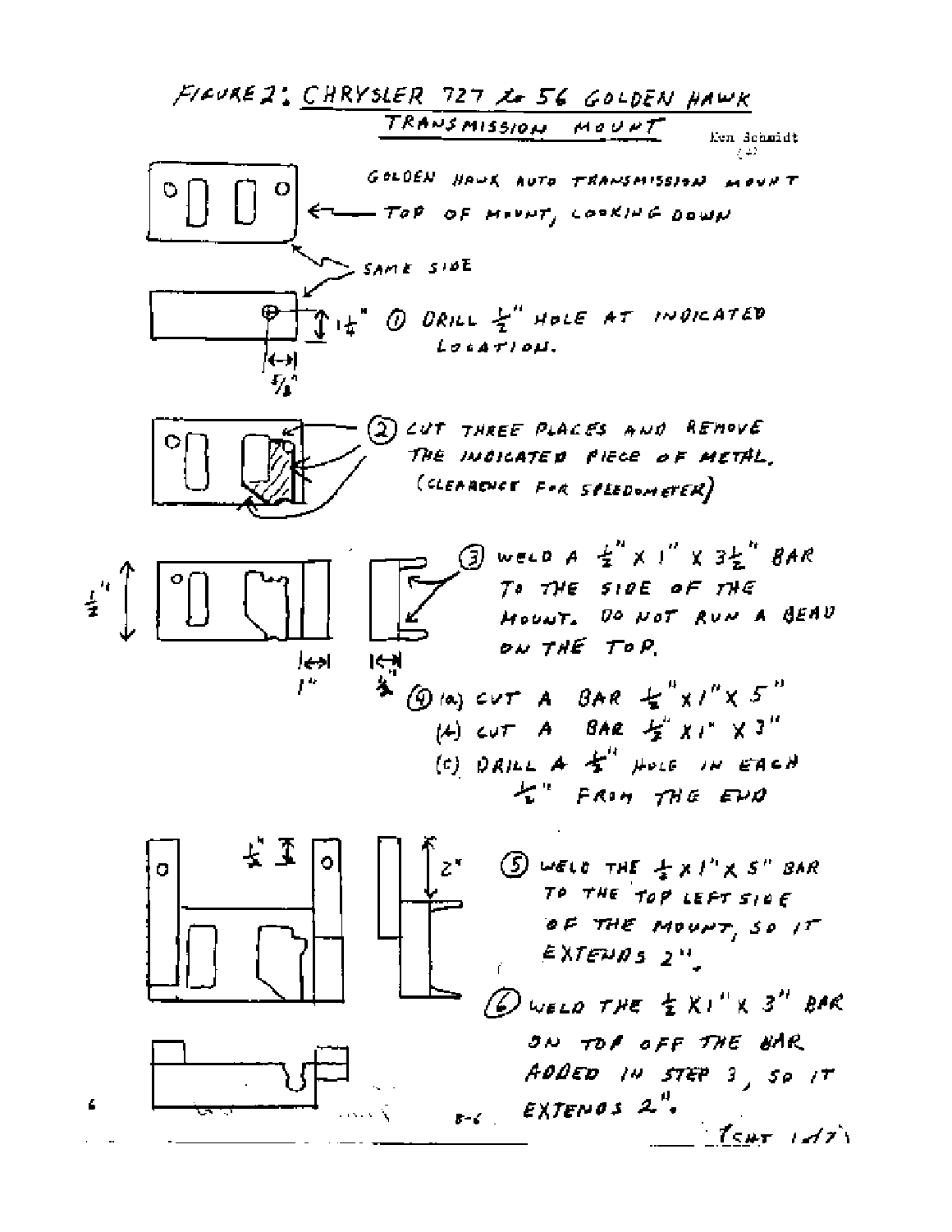# FIGURE 2: CHRYSLER 727 to 56 GOLDEN HAWK TRANSMISSION MOUNT

Ken Schmidt

GOLDEN HAWK AUTO TRANSMISSION MOUNT

TOP OF MOUNT, LOOKING DOWN

SAME SIDE

1¼"

5/8"

① DRILL ½" HOLE AT INDICATED LOCATION.

② CUT THREE PLACES AND REMOVE THE INDICATED PIECE OF METAL. (CLEARENCE FOR SPEEDOMETER)

1½"

1"

¼"

③ WELD A ½" X 1" X 3½" BAR TO THE SIDE OF THE MOUNT. DO NOT RUN A BEAD ON THE TOP.

④ (a) CUT A BAR ½" X 1" X 5"

(b) CUT A BAR ½" X 1" X 3"

(c) DRILL A ½" HOLE IN EACH ½" FROM THE END

½"

2"

⑤ WELD THE ½ X 1" X 5" BAR TO THE TOP LEFT SIDE OF THE MOUNT, SO IT EXTENDS 2".

⑥ WELD THE ½ X 1" X 3" BAR ON TOP OFF THE BAR ADDED IN STEP 3, SO IT EXTENDS 2".

(SHT 1 of 2)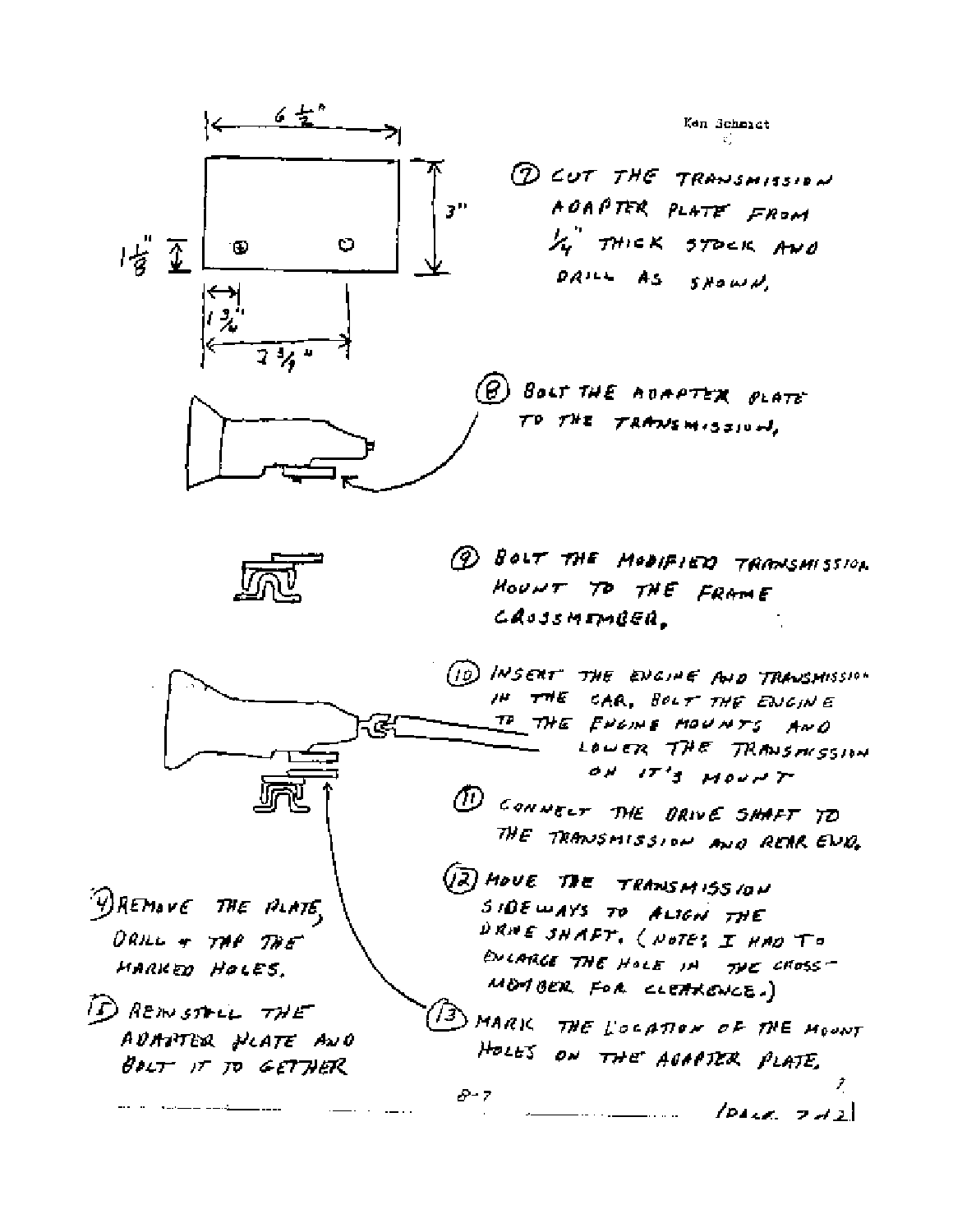Ken Schmidt

⑦ CUT THE TRANSMISSION ADAPTER PLATE FROM 1/4" THICK STOCK AND DRILL AS SHOWN.

6 1/2"

3"

1 1/8"

1 3/4"

7 3/4"

⑧ BOLT THE ADAPTER PLATE TO THE TRANSMISSION.

⑨ BOLT THE MODIFIED TRANSMISSION MOUNT TO THE FRAME CROSSMEMBER.

⑩ INSERT THE ENGINE AND TRANSMISSION IN THE CAR. BOLT THE ENGINE TO THE ENGINE MOUNTS AND LOWER THE TRANSMISSION ON IT'S MOUNT

⑪ CONNECT THE DRIVE SHAFT TO THE TRANSMISSION AND REAR END.

⑫ MOVE THE TRANSMISSION SIDEWAYS TO ALIGN THE DRIVE SHAFT. (NOTE: I HAD TO ENLARGE THE HOLE IN THE CROSS-MEMBER FOR CLEARENCE.)

⑬ MARK THE LOCATION OF THE MOUNT HOLES ON THE ADAPTER PLATE.

⑭ REMOVE THE PLATE, DRILL + TAP THE MARKED HOLES.

⑮ REINSTALL THE ADAPTER PLATE AND BOLT IT TOGETHER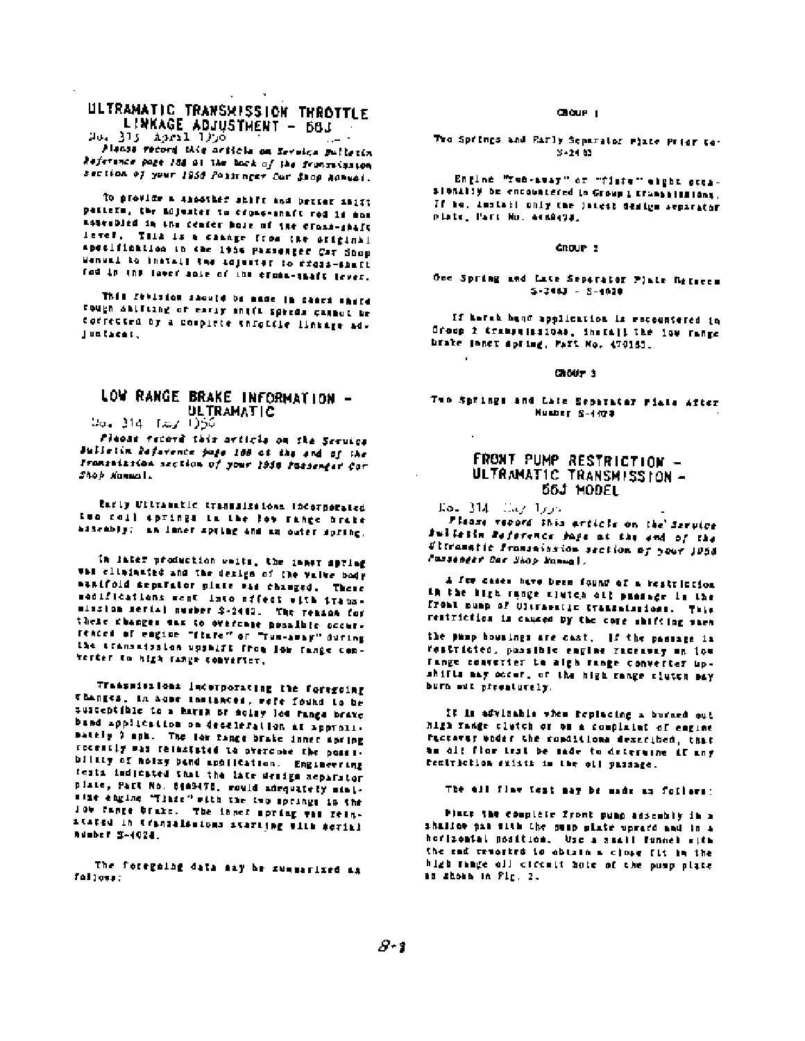## ULTRAMATIC TRANSMISSION THROTTLE LINKAGE ADJUSTMENT - 56J

No. 313 April 1956

*Please record this article on Service Bulletin Reference page 188 at the back of the Transmission section of your 1956 Passenger Car Shop Manual.*

To provide a smoother shift and better shift pattern, the adjuster to cross-shaft rod is now assembled in the center hole of the cross-shaft lever. This is a change from the original specification in the 1956 Passenger Car Shop Manual to install the adjuster to cross-shaft rod in the lower hole of the cross-shaft lever.

This revision should be made in cases where rough shifting or early shift speeds cannot be corrected by a complete throttle linkage adjustment.

## LOW RANGE BRAKE INFORMATION - ULTRAMATIC

No. 314 May 1956

*Please record this article on the Service Bulletin Reference page 188 at the end of the Transmission section of your 1956 Passenger Car Shop Manual.*

Early Ultramatic transmissions incorporated two coil springs in the low range brake assembly: an inner spring and an outer spring.

In later production units, the inner spring was eliminated and the design of the valve body manifold separator plate was changed. These modifications went into effect with transmission serial number S-2482. The reason for these changes was to overcome possible occurrences of engine "flare" or "run-away" during the transmission upshift from low range converter to high range converter.

Transmissions incorporating the foregoing changes, in some instances, were found to be susceptible to a harsh or noisy low range brake band application on deceleration at approximately 7 mph. The low range brake inner spring recently was reinstated to overcome the possibility of noisy band application. Engineering tests indicated that the late design separator plate, Part No. 6489478, would adequately minimize engine "flare" with the two springs in the low range brake. The inner spring was reinstated in transmissions starting with serial number S-4028.

The foregoing data may be summarized as follows:

### GROUP 1

Two Springs and Early Separator Plate Prior to S-2482

Engine "run-away" or "flare" might occasionally be encountered in Group 1 transmissions. If so, install only the latest design separator plate, Part No. 6489478.

### GROUP 2

One Spring and Late Separator Plate Between S-2482 - S-4028

If harsh band application is encountered in Group 2 transmissions, install the low range brake inner spring, Part No. 470185.

### GROUP 3

Two Springs and Late Separator Plate After Number S-4028

## FRONT PUMP RESTRICTION - ULTRAMATIC TRANSMISSION - 56J MODEL

No. 314 May 1956

*Please record this article on the Service Bulletin Reference page at the end of the Ultramatic Transmission section of your 1956 Passenger Car Shop Manual.*

A few cases have been found of a restriction in the high range clutch oil passage in the front pump of Ultramatic transmissions. This restriction is caused by the core shifting when the pump housings are cast. If the passage is restricted, possible engine raceaway on low range converter to high range converter upshifts may occur, or the high range clutch may burn out prematurely.

It is advisable when replacing a burned out high range clutch or on a complaint of engine raceaway under the conditions described, that an oil flow test be made to determine if any restriction exists in the oil passage.

The oil flow test may be made as follows:

Place the complete front pump assembly in a shallow pan with the pump plate upward and in a horizontal position. Use a small funnel with the end reworked to obtain a close fit in the high range oil circuit hole of the pump plate as shown in Fig. 2.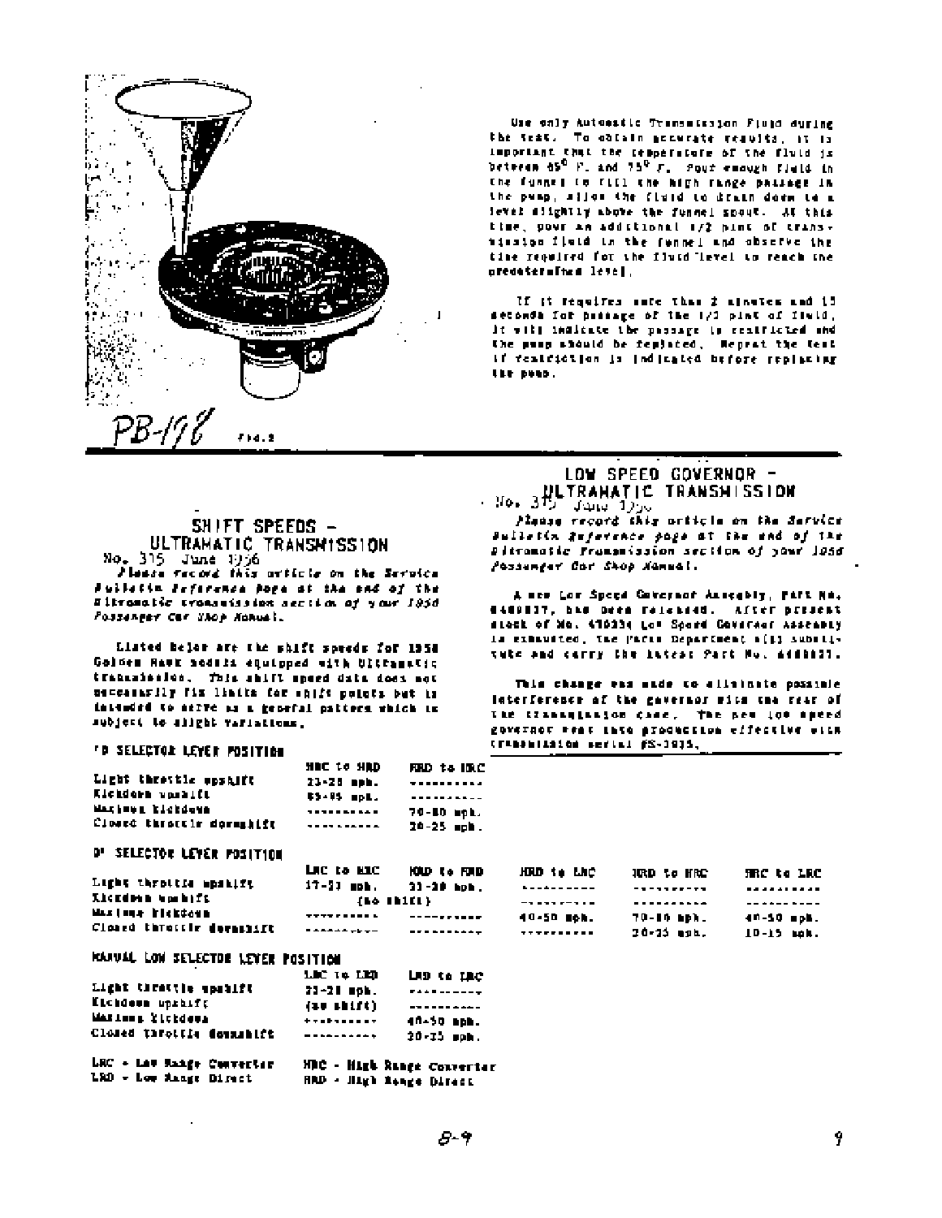Use only Automatic Transmission Fluid during the test. To obtain accurate results, it is important that the temperature of the fluid is between 65° F. and 75° F. Pour enough fluid in the funnel to fill the high range passage in the pump, allow the fluid to drain down to a level slightly above the funnel spout. At this time, pour an additional 1/2 pint of transmission fluid in the funnel and observe the time required for the fluid level to reach the predetermined level.

If it requires more than 2 minutes and 15 seconds for passage of the 1/2 pint of fluid, it will indicate the passage is restricted and the pump should be replaced. Repeat the test if restriction is indicated before replacing the pump.

PB-178 Fig. 2

## SHIFT SPEEDS - ULTRAMATIC TRANSMISSION

No. 315 June 1956

*Please record this article on the Service Bulletin Reference Page at the end of the Ultramatic transmission section of your 1956 Passenger Car Shop Manual.*

Listed below are the shift speeds for 1956 Golden Hawk models equipped with Ultramatic transmission. This shift speed data does not necessarily fix limits for shift points but is intended to serve as a general pattern which is subject to slight variations.

**"D" SELECTOR LEVER POSITION**

| | HRC to HRD | HRD to HRC |
|---|---|---|
| Light throttle upshift | 23-28 mph. | ---------- |
| Kickdown upshift | 85-95 mph. | ---------- |
| Maximum kickdown | ---------- | 70-80 mph. |
| Closed throttle downshift | ---------- | 20-25 mph. |

**"D" SELECTOR LEVER POSITION**

| | LRC to HRC | HRD to HRD | HRD to LRC | HRD to HRC | HRC to LRC |
|---|---|---|---|---|---|
| Light throttle upshift | 17-23 mph. | 23-28 mph. | ---------- | ---------- | ---------- |
| Kickdown upshift | (no shift) | | ---------- | ---------- | ---------- |
| Maximum kickdown | ---------- | ---------- | 40-50 mph. | 70-80 mph. | 40-50 mph. |
| Closed throttle downshift | ---------- | ---------- | ---------- | 20-25 mph. | 10-15 mph. |

**MANUAL LOW SELECTOR LEVER POSITION**

| | LRC to LRD | LRD to LRC |
|---|---|---|
| Light throttle upshift | 23-28 mph. | ---------- |
| Kickdown upshift | (no shift) | ---------- |
| Maximum kickdown | ---------- | 40-50 mph. |
| Closed throttle downshift | ---------- | 20-25 mph. |

LRC - Low Range Converter
LRD - Low Range Direct
HRC - High Range Converter
HRD - High Range Direct

## LOW SPEED GOVERNOR - ULTRAMATIC TRANSMISSION

No. 315 June 1956

*Please record this article on the Service Bulletin Reference Page at the end of the Ultramatic Transmission section of your 1956 Passenger Car Shop Manual.*

A new Low Speed Governor Assembly, Part No. 6480837, has been released. After present stock of No. 470334 Low Speed Governor Assembly is exhausted, the Parts Department will substitute and carry the latest Part No. 6480837.

This change was made to eliminate possible interference of the governor with the rear of the transmission case. The new low speed governor went into production effective with transmission serial #S-1935.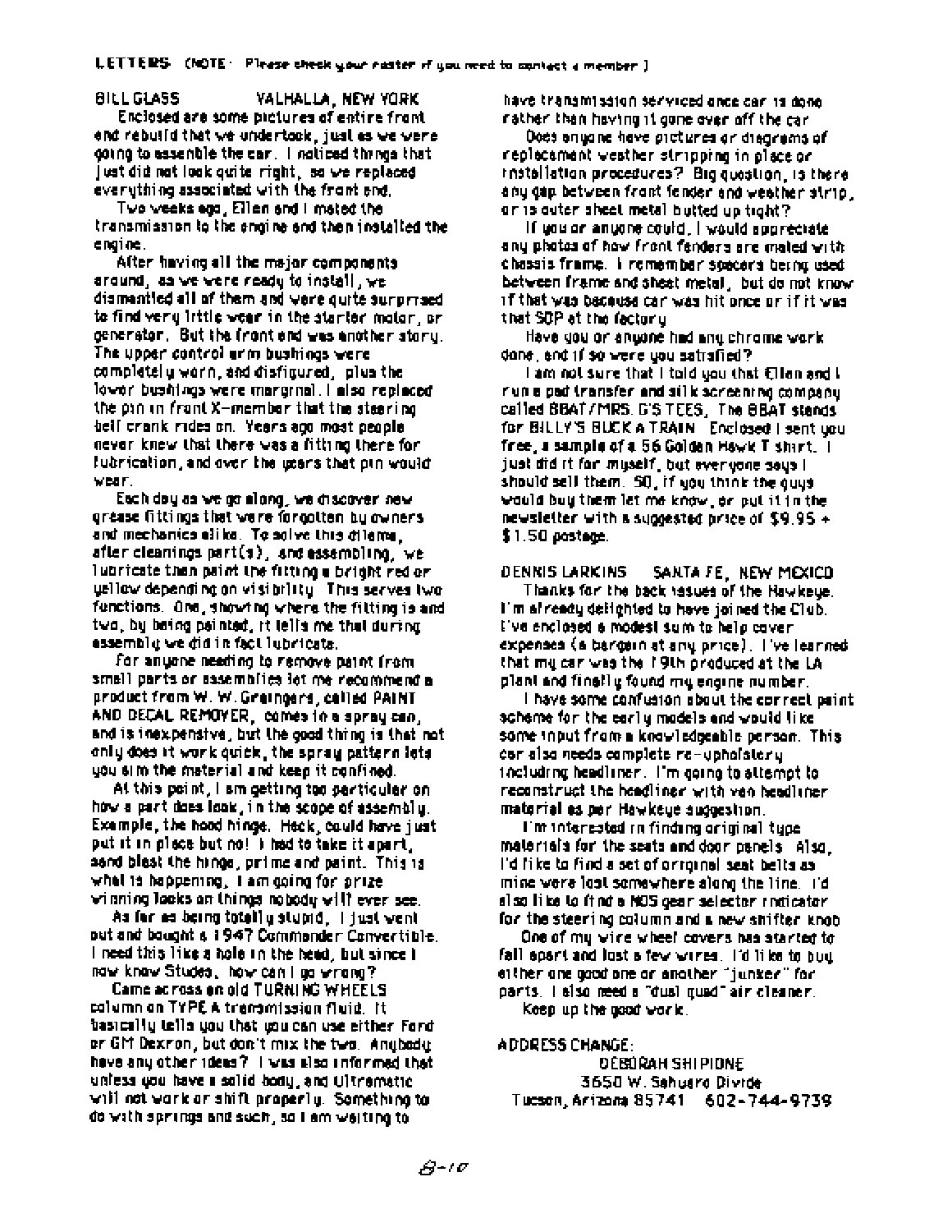LETTERS (NOTE: Please check your roster if you need to contact a member.)

**BILL GLASS VALHALLA, NEW YORK**

Enclosed are some pictures of entire front end rebuild that we undertook, just as we were going to assemble the car. I noticed things that just did not look quite right, so we replaced everything associated with the front end.

Two weeks ago, Ellen and I mated the transmission to the engine and then installed the engine.

After having all the major components around, as we were ready to install, we dismantled all of them and were quite surprised to find very little wear in the starter motor, or generator. But the front end was another story. The upper control arm bushings were completely worn, and disfigured, plus the lower bushings were marginal. I also replaced the pin in front X-member that the steering bell crank rides on. Years ago most people never knew that there was a fitting there for lubrication, and over the years that pin would wear.

Each day as we go along, we discover new grease fittings that were forgotten by owners and mechanics alike. To solve this dilema, after cleanings part(s), and assembling, we lubricate then paint the fitting a bright red or yellow depending on visibility. This serves two functions. One, showing where the fitting is and two, by being painted, it tells me that during assembly we did in fact lubricate.

For anyone needing to remove paint from small parts or assemblies let me recommend a product from W. W. Graingers, called PAINT AND DECAL REMOVER, comes in a spray can, and is inexpensive, but the good thing is that not only does it work quick, the spray pattern lets you aim the material and keep it confined.

At this point, I am getting too particular on how a part does look, in the scope of assembly. Example, the hood hinge. Heck, could have just put it in place but no! I had to take it apart, sand blast the hinge, prime and paint. This is what is happening. I am going for prize winning looks on things nobody will ever see.

As far as being totally stupid, I just went out and bought a 1947 Commander Convertible. I need this like a hole in the head, but since I now know Studes, how can I go wrong?

Came across an old TURNING WHEELS column on TYPE A transmission fluid. It basically tells you that you can use either Ford or GM Dexron, but don't mix the two. Anybody have any other ideas? I was also informed that unless you have a solid body, and Ultramatic will not work or shift properly. Something to do with springs and such, so I am waiting to have transmission serviced once car is done rather than having it gone over off the car.

Does anyone have pictures or diagrams of replacement weather stripping in place or installation procedures? Big question, is there any gap between front fender and weather strip, or is outer sheet metal butted up tight?

If you or anyone could, I would appreciate any photos of how front fenders are mated with chassis frame. I remember spacers being used between frame and sheet metal, but do not know if that was because car was hit once or if it was that SOP at the factory.

Have you or anyone had any chrome work done, and if so were you satisfied?

I am not sure that I told you that Ellen and I run a pad transfer and silk screening company called BBAT/MRS. G'S TEES. The BBAT stands for BILLY'S BUCK A TRAIN. Enclosed I sent you free, a sample of a 56 Golden Hawk T shirt. I just did it for myself, but everyone says I should sell them. SO, if you think the guys would buy them let me know, or put it in the newsletter with a suggested price of $9.95 + $1.50 postage.

**DENNIS LARKINS SANTA FE, NEW MEXICO**

Thanks for the back issues of the Hawkeye. I'm already delighted to have joined the Club. I've enclosed a modest sum to help cover expenses (a bargain at any price). I've learned that my car was the 19th produced at the LA plant and finally found my engine number.

I have some confusion about the correct paint scheme for the early models and would like some input from a knowledgeable person. This car also needs complete re-upholstery including headliner. I'm going to attempt to reconstruct the headliner with van headliner material as per Hawkeye suggestion.

I'm interested in finding original type materials for the seats and door panels. Also, I'd like to find a set of original seat belts as mine were lost somewhere along the line. I'd also like to find a NOS gear selector indicator for the steering column and a new shifter knob.

One of my wire wheel covers has started to fall apart and lost a few wires. I'd like to buy either one good one or another "junker" for parts. I also need a "dual quad" air cleaner.

Keep up the good work.

**ADDRESS CHANGE:**

DEBORAH SHIPIONE
3650 W. Sahuaro Divide
Tucson, Arizona 85741 602-744-9739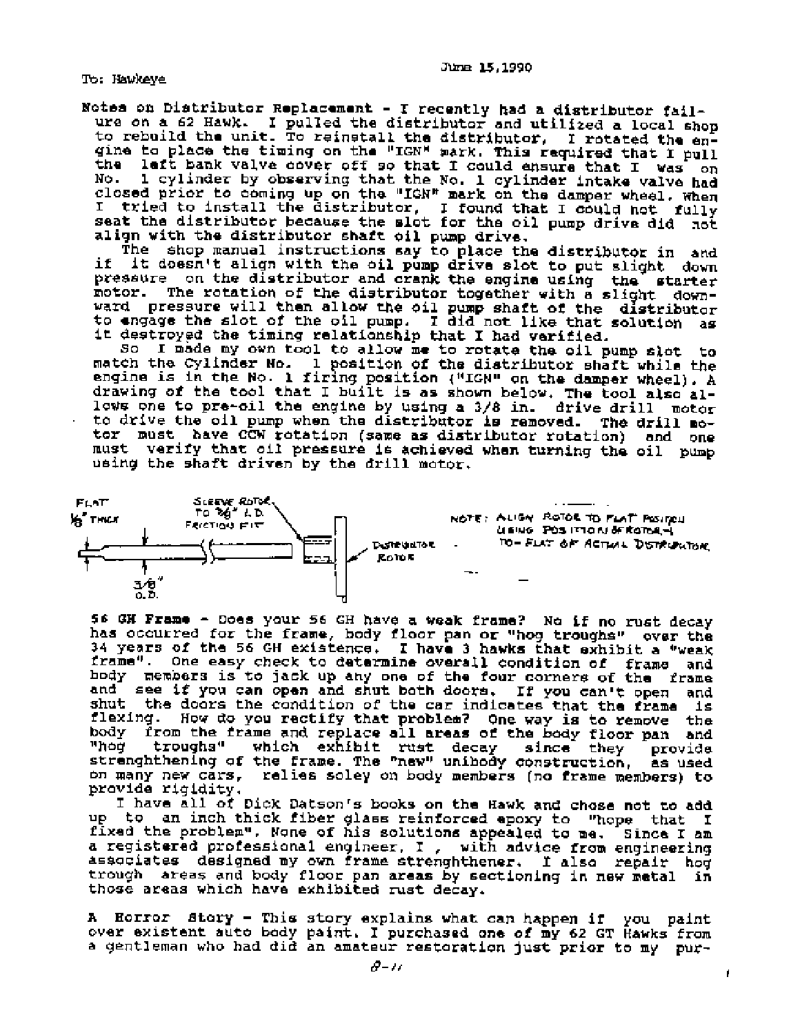To: Hawkeye

June 15,1990

**Notes on Distributor Replacement** - I recently had a distributor failure on a 62 Hawk. I pulled the distributor and utilized a local shop to rebuild the unit. To reinstall the distributor, I rotated the engine to place the timing on the "IGN" mark. This required that I pull the left bank valve cover off so that I could ensure that I was on No. 1 cylinder by observing that the No. 1 cylinder intake valve had closed prior to coming up on the "IGN" mark on the damper wheel. When I tried to install the distributor, I found that I could not fully seat the distributor because the slot for the oil pump drive did not align with the distributor shaft oil pump drive.

The shop manual instructions say to place the distributor in and if it doesn't align with the oil pump drive slot to put slight down pressure on the distributor and crank the engine using the starter motor. The rotation of the distributor together with a slight downward pressure will then allow the oil pump shaft of the distributor to engage the slot of the oil pump. I did not like that solution as it destroyed the timing relationship that I had verified.

So I made my own tool to allow me to rotate the oil pump slot to match the Cylinder No. 1 position of the distributor shaft while the engine is in the No. 1 firing position ("IGN" on the damper wheel). A drawing of the tool that I built is as shown below. The tool also allows one to pre-oil the engine by using a 3/8 in. drive drill motor to drive the oil pump when the distributor is removed. The drill motor must have CCW rotation (same as distributor rotation) and one must verify that oil pressure is achieved when turning the oil pump using the shaft driven by the drill motor.

FLAT 1/8" THICK — SLEEVE ROTOR TO 3/8" I.D. FRICTION FIT — DISTRIBUTOR ROTOR — 3/8" O.D.

NOTE: ALIGN ROTOR TO FLAT POSITION USING POSITION OF ROTOR-TO-FLAT OF ACTUAL DISTRIBUTOR.

**56 GH Frame** - Does your 56 GH have a weak frame? No if no rust decay has occurred for the frame, body floor pan or "hog troughs" over the 34 years of the 56 GH existence. I have 3 hawks that exhibit a "weak frame". One easy check to determine overall condition of frame and body members is to jack up any one of the four corners of the frame and see if you can open and shut both doors. If you can't open and shut the doors the condition of the car indicates that the frame is flexing. How do you rectify that problem? One way is to remove the body from the frame and replace all areas of the body floor pan and "hog troughs" which exhibit rust decay since they provide strenghthening of the frame. The "new" unibody construction, as used on many new cars, relies soley on body members (no frame members) to provide rigidity.

I have all of Dick Datson's books on the Hawk and chose not to add up to an inch thick fiber glass reinforced epoxy to "hope that I fixed the problem". None of his solutions appealed to me. Since I am a registered professional engineer, I , with advice from engineering associates designed my own frame strenghthener. I also repair hog trough areas and body floor pan areas by sectioning in new metal in those areas which have exhibited rust decay.

**A Horror Story** - This story explains what can happen if you paint over existent auto body paint. I purchased one of my 62 GT Hawks from a gentleman who had did an amateur restoration just prior to my pur-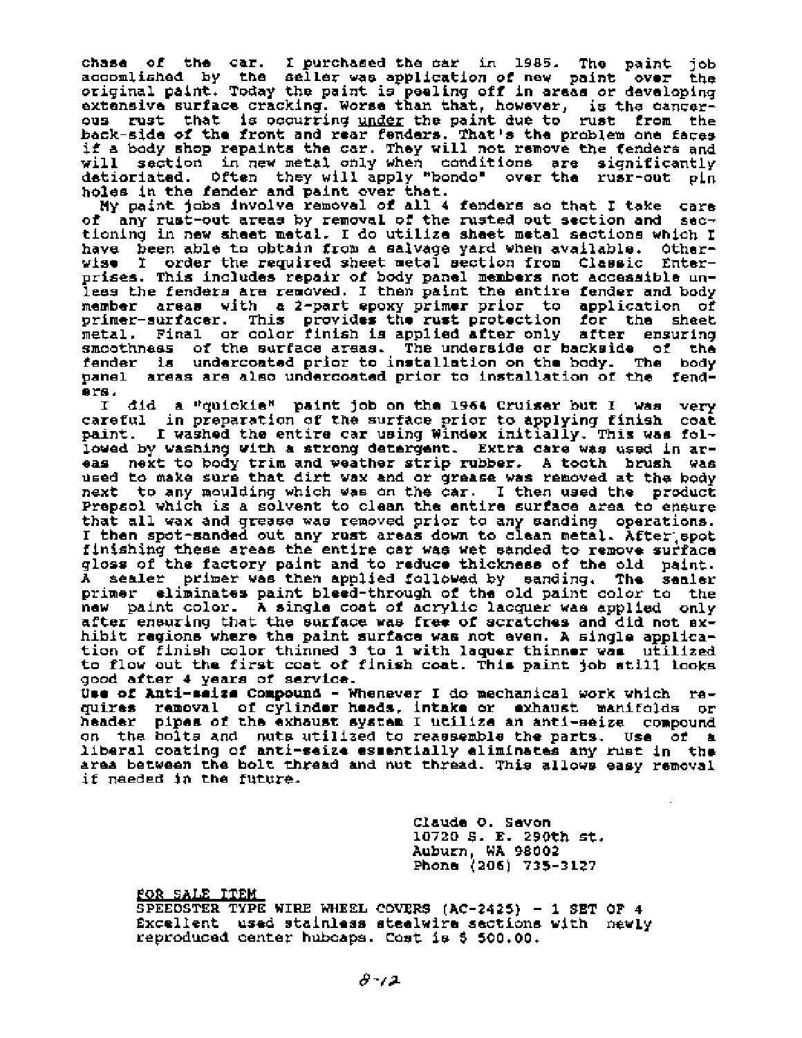chase of the car. I purchased the car in 1985. The paint job accomlished by the seller was application of new paint over the original paint. Today the paint is peeling off in areas or developing extensive surface cracking. Worse than that, however, is the cancerous rust that is occurring under the paint due to rust from the back-side of the front and rear fenders. That's the problem one faces if a body shop repaints the car. They will not remove the fenders and will section in new metal only when conditions are significantly detiorated. Often they will apply "bondo" over the rust-out pin holes in the fender and paint over that.

My paint jobs involve removal of all 4 fenders so that I take care of any rust-out areas by removal of the rusted out section and sectioning in new sheet metal. I do utilize sheet metal sections which I have been able to obtain from a salvage yard when available. Otherwise I order the required sheet metal section from Classic Enterprises. This includes repair of body panel members not accessible unless the fenders are removed. I then paint the entire fender and body member areas with a 2-part epoxy primer prior to application of primer-surfacer. This provides the rust protection for the sheet metal. Final or color finish is applied after only after ensuring smoothness of the surface areas. The underside or backside of the fender is undercoated prior to installation on the body. The body panel areas are also undercoated prior to installation of the fenders.

I did a "quickie" paint job on the 1964 Cruiser but I was very careful in preparation of the surface prior to applying finish coat paint. I washed the entire car using Windex initially. This was followed by washing with a strong detergent. Extra care was used in areas next to body trim and weather strip rubber. A tooth brush was used to make sure that dirt wax and or grease was removed at the body next to any moulding which was on the car. I then used the product Prepsol which is a solvent to clean the entire surface area to ensure that all wax and grease was removed prior to any sanding operations. I then spot-sanded out any rust areas down to clean metal. After spot finishing these areas the entire car was wet sanded to remove surface gloss of the factory paint and to reduce thickness of the old paint. A sealer primer was then applied followed by sanding. The sealer primer eliminates paint bleed-through of the old paint color to the new paint color. A single coat of acrylic lacquer was applied only after ensuring that the surface was free of scratches and did not exhibit regions where the paint surface was not even. A single application of finish color thinned 3 to 1 with laquer thinner was utilized to flow out the first coat of finish coat. This paint job still looks good after 4 years of service.

**Use of Anti-seize Compound** - Whenever I do mechanical work which requires removal of cylinder heads, intake or exhaust manifolds or header pipes of the exhaust system I utilize an anti-seize compound on the bolts and nuts utilized to reassemble the parts. Use of a liberal coating of anti-seize essentially eliminates any rust in the area between the bolt thread and nut thread. This allows easy removal if needed in the future.

Claude O. Savon
10720 S. E. 290th st.
Auburn, WA 98002
Phone (206) 735-3127

FOR SALE ITEM

SPEEDSTER TYPE WIRE WHEEL COVERS (AC-2425) - 1 SET OF 4
Excellent used stainless steelwire sections with newly reproduced center hubcaps. Cost is $ 500.00.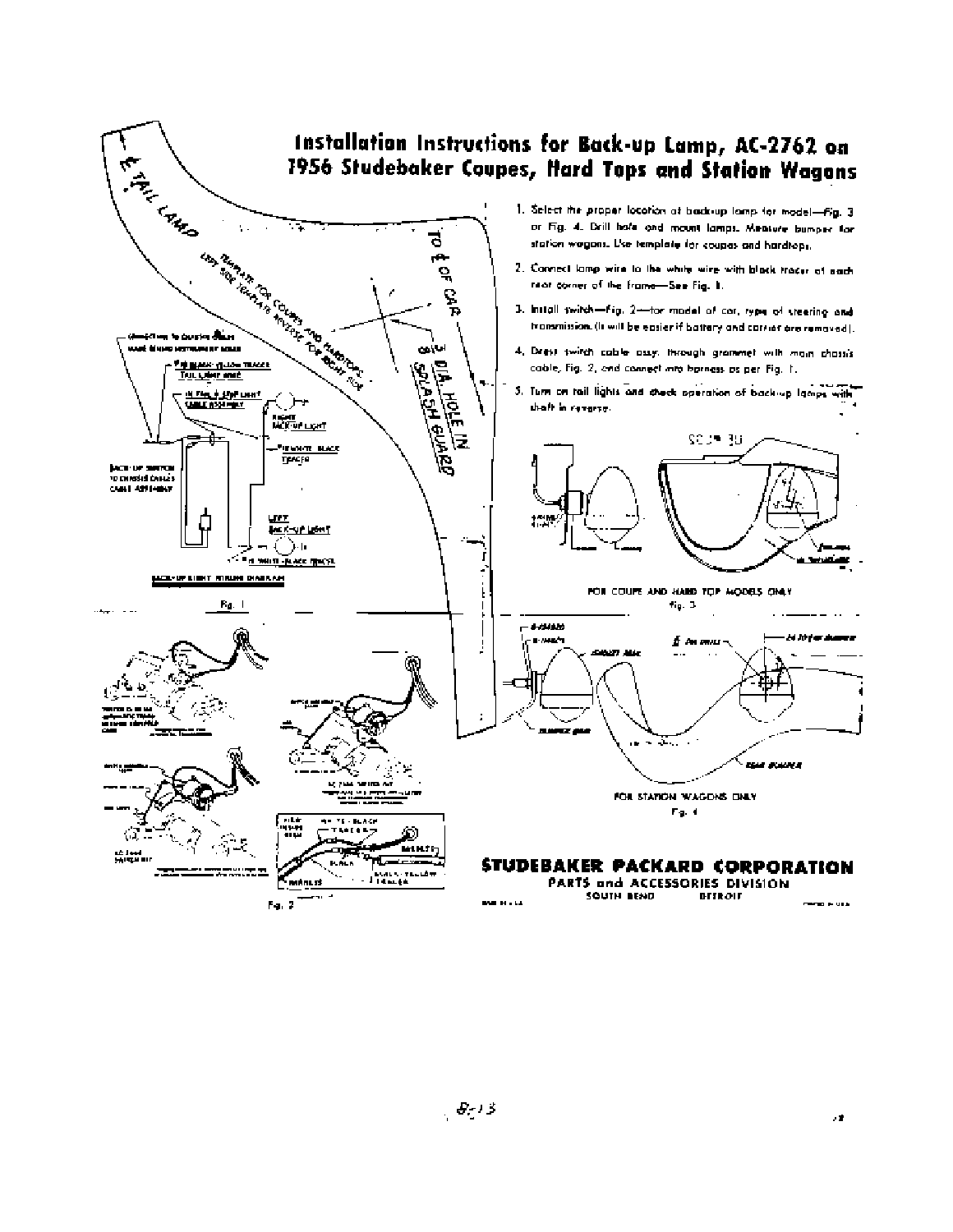# Installation Instructions for Back-up Lamp, AC-2762 on 1956 Studebaker Coupes, Hard Tops and Station Wagons

1. Select the proper location of back-up lamp for model—Fig. 3 or Fig. 4. Drill hole and mount lamps. Measure bumper for station wagons. Use template for coupes and hardtops.

2. Connect lamp wire to the white wire with black tracer at each rear corner of the frame—See Fig. 1.

3. Install switch—Fig. 2—for model of car, type of steering and transmission. (It will be easier if battery and carrier are removed).

4. Dress switch cable assy. through grommet with main chassis cable, Fig. 2, and connect into harness as per Fig. 1.

5. Turn on tail lights and check operation of back-up lamps with shift in reverse.

℄ TAIL LAMP

TEMPLATE FOR COUPES AND HARDTOPS. LEFT SIDE TEMPLATE REVERSE FOR RIGHT SIDE

TO ℄ OF CAR

3/4 DIA. HOLE IN SPLASH GUARD

BACK-UP LIGHT WIRING DIAGRAM

Fig. 1

FOR COUPE AND HARD TOP MODELS ONLY

Fig. 3

FOR STATION WAGONS ONLY

Fig. 4

Fig. 2

**STUDEBAKER PACKARD CORPORATION**

PARTS and ACCESSORIES DIVISION

SOUTH BEND DETROIT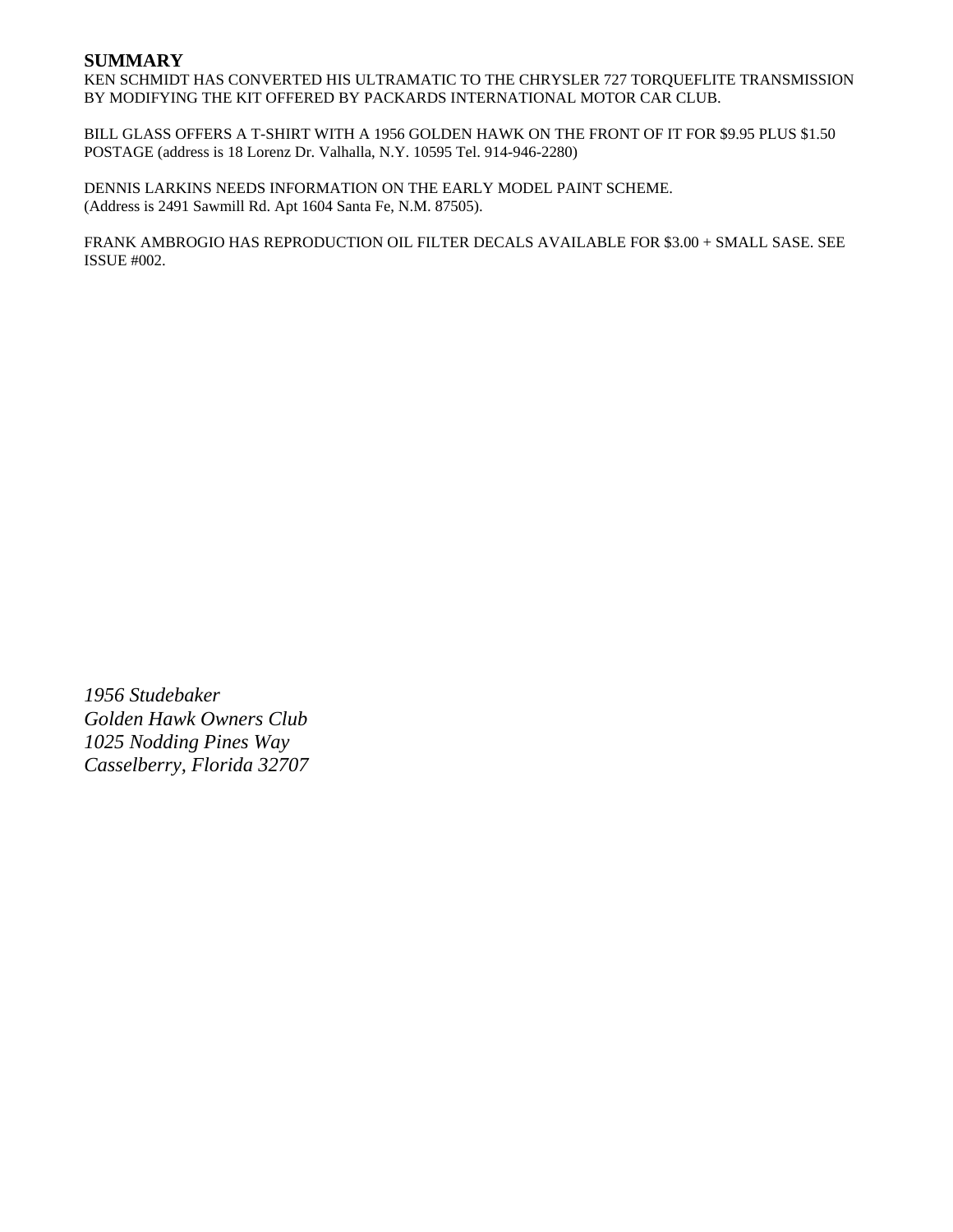## SUMMARY

KEN SCHMIDT HAS CONVERTED HIS ULTRAMATIC TO THE CHRYSLER 727 TORQUEFLITE TRANSMISSION BY MODIFYING THE KIT OFFERED BY PACKARDS INTERNATIONAL MOTOR CAR CLUB.

BILL GLASS OFFERS A T-SHIRT WITH A 1956 GOLDEN HAWK ON THE FRONT OF IT FOR $9.95 PLUS $1.50 POSTAGE (address is 18 Lorenz Dr. Valhalla, N.Y. 10595 Tel. 914-946-2280)

DENNIS LARKINS NEEDS INFORMATION ON THE EARLY MODEL PAINT SCHEME. (Address is 2491 Sawmill Rd. Apt 1604 Santa Fe, N.M. 87505).

FRANK AMBROGIO HAS REPRODUCTION OIL FILTER DECALS AVAILABLE FOR $3.00 + SMALL SASE. SEE ISSUE #002.

*1956 Studebaker*
*Golden Hawk Owners Club*
*1025 Nodding Pines Way*
*Casselberry, Florida 32707*